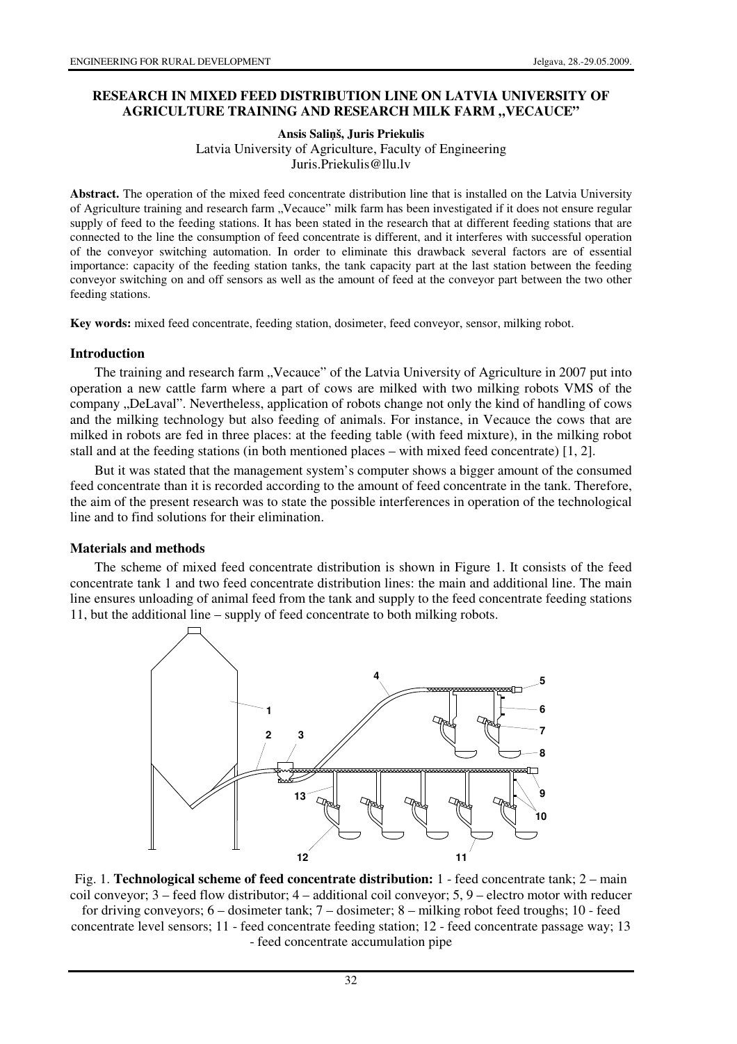# RESEARCH IN MIXED FEED DISTRIBUTION LINE ON LATVIA UNIVERSITY OF AGRICULTURE TRAINING AND RESEARCH MILK FARM „VECAUCE"

**Ansis Saliņš, Juris Priekulis**
Latvia University of Agriculture, Faculty of Engineering
Juris.Priekulis@llu.lv

**Abstract.** The operation of the mixed feed concentrate distribution line that is installed on the Latvia University of Agriculture training and research farm „Vecauce" milk farm has been investigated if it does not ensure regular supply of feed to the feeding stations. It has been stated in the research that at different feeding stations that are connected to the line the consumption of feed concentrate is different, and it interferes with successful operation of the conveyor switching automation. In order to eliminate this drawback several factors are of essential importance: capacity of the feeding station tanks, the tank capacity part at the last station between the feeding conveyor switching on and off sensors as well as the amount of feed at the conveyor part between the two other feeding stations.

**Key words:** mixed feed concentrate, feeding station, dosimeter, feed conveyor, sensor, milking robot.

## Introduction

The training and research farm „Vecauce" of the Latvia University of Agriculture in 2007 put into operation a new cattle farm where a part of cows are milked with two milking robots VMS of the company „DeLaval". Nevertheless, application of robots change not only the kind of handling of cows and the milking technology but also feeding of animals. For instance, in Vecauce the cows that are milked in robots are fed in three places: at the feeding table (with feed mixture), in the milking robot stall and at the feeding stations (in both mentioned places – with mixed feed concentrate) [1, 2].

But it was stated that the management system's computer shows a bigger amount of the consumed feed concentrate than it is recorded according to the amount of feed concentrate in the tank. Therefore, the aim of the present research was to state the possible interferences in operation of the technological line and to find solutions for their elimination.

## Materials and methods

The scheme of mixed feed concentrate distribution is shown in Figure 1. It consists of the feed concentrate tank 1 and two feed concentrate distribution lines: the main and additional line. The main line ensures unloading of animal feed from the tank and supply to the feed concentrate feeding stations 11, but the additional line – supply of feed concentrate to both milking robots.

Fig. 1. **Technological scheme of feed concentrate distribution:** 1 - feed concentrate tank; 2 – main coil conveyor; 3 – feed flow distributor; 4 – additional coil conveyor; 5, 9 – electro motor with reducer for driving conveyors; 6 – dosimeter tank; 7 – dosimeter; 8 – milking robot feed troughs; 10 - feed concentrate level sensors; 11 - feed concentrate feeding station; 12 - feed concentrate passage way; 13 - feed concentrate accumulation pipe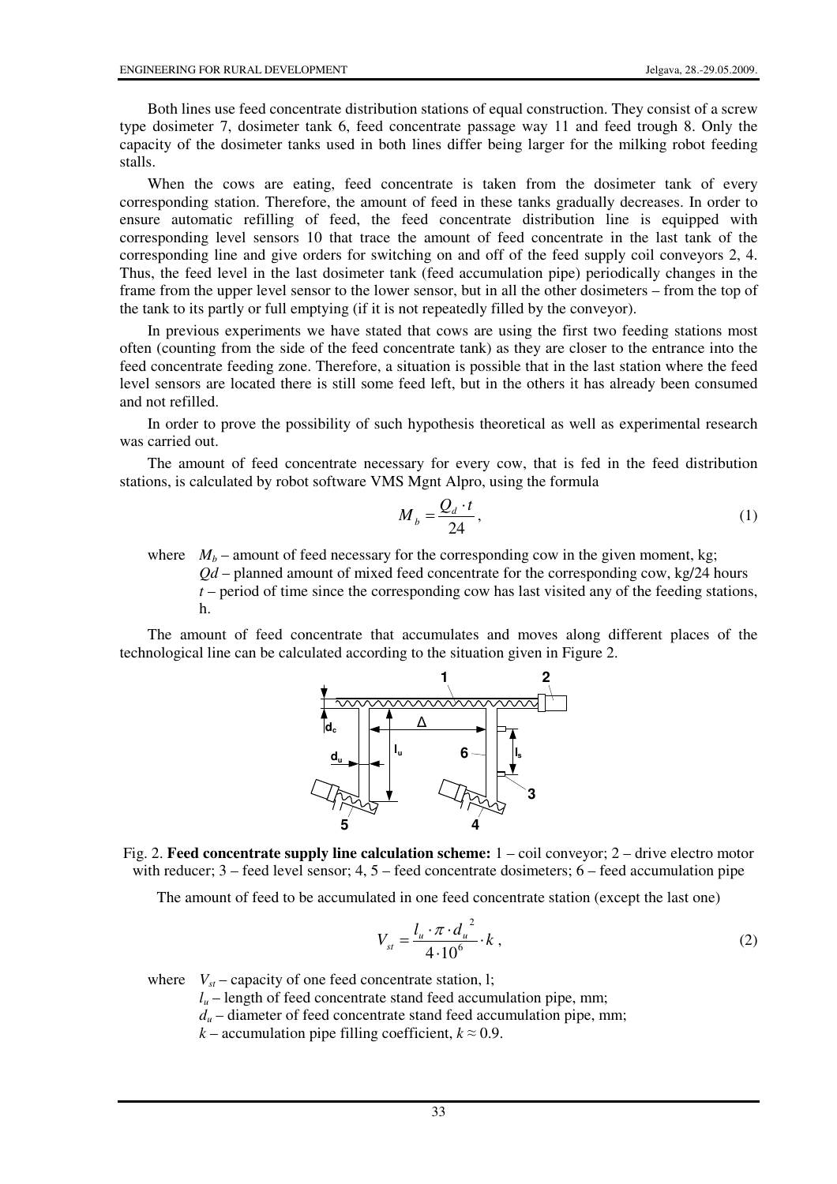Both lines use feed concentrate distribution stations of equal construction. They consist of a screw type dosimeter 7, dosimeter tank 6, feed concentrate passage way 11 and feed trough 8. Only the capacity of the dosimeter tanks used in both lines differ being larger for the milking robot feeding stalls.

When the cows are eating, feed concentrate is taken from the dosimeter tank of every corresponding station. Therefore, the amount of feed in these tanks gradually decreases. In order to ensure automatic refilling of feed, the feed concentrate distribution line is equipped with corresponding level sensors 10 that trace the amount of feed concentrate in the last tank of the corresponding line and give orders for switching on and off of the feed supply coil conveyors 2, 4. Thus, the feed level in the last dosimeter tank (feed accumulation pipe) periodically changes in the frame from the upper level sensor to the lower sensor, but in all the other dosimeters – from the top of the tank to its partly or full emptying (if it is not repeatedly filled by the conveyor).

In previous experiments we have stated that cows are using the first two feeding stations most often (counting from the side of the feed concentrate tank) as they are closer to the entrance into the feed concentrate feeding zone. Therefore, a situation is possible that in the last station where the feed level sensors are located there is still some feed left, but in the others it has already been consumed and not refilled.

In order to prove the possibility of such hypothesis theoretical as well as experimental research was carried out.

The amount of feed concentrate necessary for every cow, that is fed in the feed distribution stations, is calculated by robot software VMS Mgnt Alpro, using the formula

$$M_b = \frac{Q_d \cdot t}{24}, \tag{1}$$

where $M_b$ – amount of feed necessary for the corresponding cow in the given moment, kg;
$Qd$ – planned amount of mixed feed concentrate for the corresponding cow, kg/24 hours
$t$ – period of time since the corresponding cow has last visited any of the feeding stations, h.

The amount of feed concentrate that accumulates and moves along different places of the technological line can be calculated according to the situation given in Figure 2.

Fig. 2. **Feed concentrate supply line calculation scheme:** 1 – coil conveyor; 2 – drive electro motor with reducer; 3 – feed level sensor; 4, 5 – feed concentrate dosimeters; 6 – feed accumulation pipe

The amount of feed to be accumulated in one feed concentrate station (except the last one)

$$V_{st} = \frac{l_u \cdot \pi \cdot d_u^{\ 2}}{4 \cdot 10^6} \cdot k , \tag{2}$$

where $V_{st}$ – capacity of one feed concentrate station, l;
$l_u$ – length of feed concentrate stand feed accumulation pipe, mm;
$d_u$ – diameter of feed concentrate stand feed accumulation pipe, mm;
$k$ – accumulation pipe filling coefficient, $k \approx 0.9$.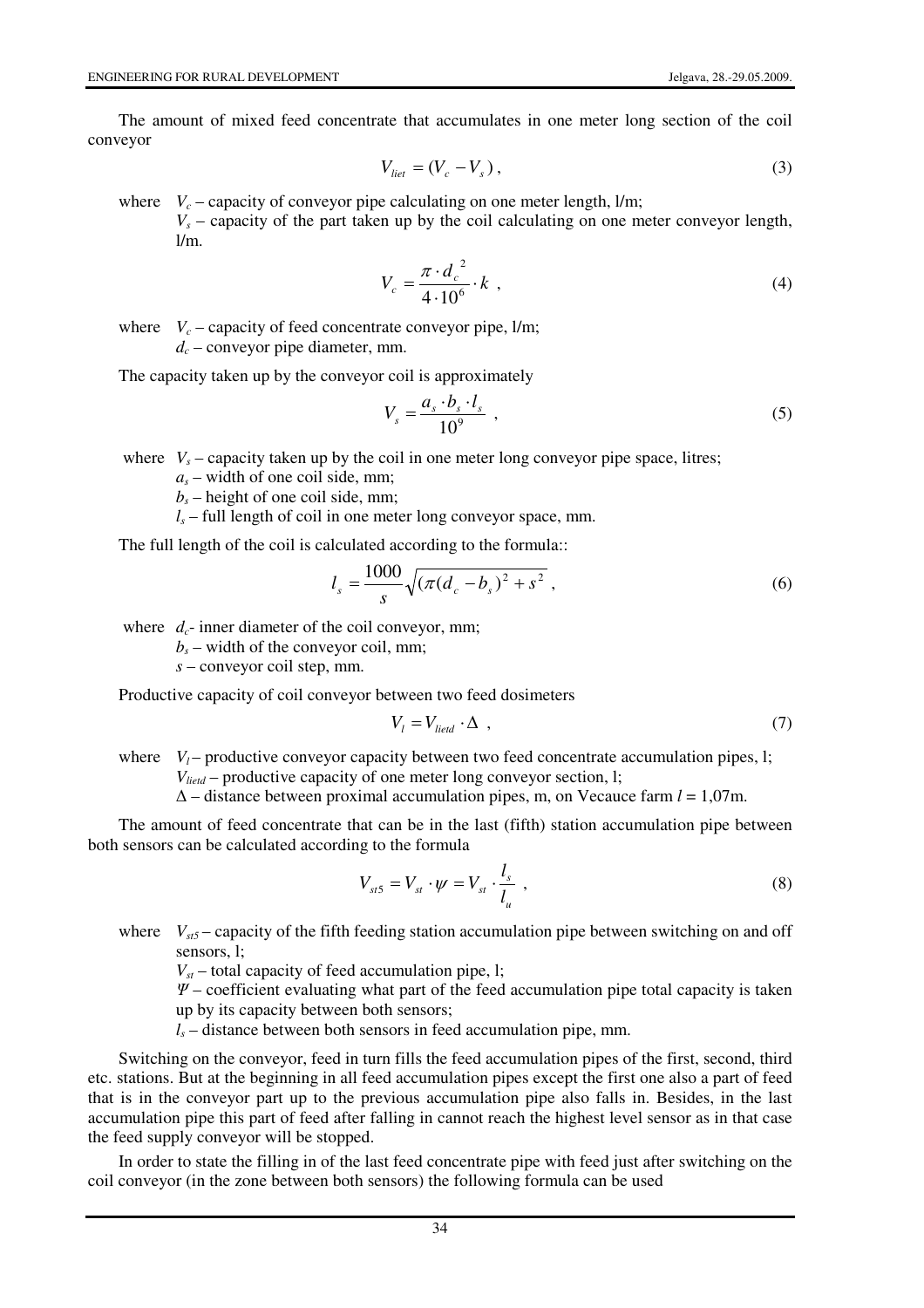The amount of mixed feed concentrate that accumulates in one meter long section of the coil conveyor

$$V_{liet} = (V_c - V_s)\,, \tag{3}$$

where $V_c$ – capacity of conveyor pipe calculating on one meter length, l/m;
$V_s$ – capacity of the part taken up by the coil calculating on one meter conveyor length, l/m.

$$V_c = \frac{\pi \cdot d_c^{\,2}}{4 \cdot 10^6} \cdot k\ , \tag{4}$$

where $V_c$ – capacity of feed concentrate conveyor pipe, l/m;
$d_c$ – conveyor pipe diameter, mm.

The capacity taken up by the conveyor coil is approximately

$$V_s = \frac{a_s \cdot b_s \cdot l_s}{10^9}\ , \tag{5}$$

where $V_s$ – capacity taken up by the coil in one meter long conveyor pipe space, litres;
$a_s$ – width of one coil side, mm;
$b_s$ – height of one coil side, mm;
$l_s$ – full length of coil in one meter long conveyor space, mm.

The full length of the coil is calculated according to the formula::

$$l_s = \frac{1000}{s}\sqrt{(\pi(d_c - b_s)^2 + s^2}\ , \tag{6}$$

where $d_c$- inner diameter of the coil conveyor, mm;
$b_s$ – width of the conveyor coil, mm;
$s$ – conveyor coil step, mm.

Productive capacity of coil conveyor between two feed dosimeters

$$V_l = V_{lietd} \cdot \Delta\ , \tag{7}$$

where $V_l$ – productive conveyor capacity between two feed concentrate accumulation pipes, l;
$V_{lietd}$ – productive capacity of one meter long conveyor section, l;
$\Delta$ – distance between proximal accumulation pipes, m, on Vecauce farm $l$ = 1,07m.

The amount of feed concentrate that can be in the last (fifth) station accumulation pipe between both sensors can be calculated according to the formula

$$V_{st5} = V_{st} \cdot \psi = V_{st} \cdot \frac{l_s}{l_u}\ , \tag{8}$$

where $V_{st5}$ – capacity of the fifth feeding station accumulation pipe between switching on and off sensors, l;
$V_{st}$ – total capacity of feed accumulation pipe, l;
$\Psi$ – coefficient evaluating what part of the feed accumulation pipe total capacity is taken up by its capacity between both sensors;
$l_s$ – distance between both sensors in feed accumulation pipe, mm.

Switching on the conveyor, feed in turn fills the feed accumulation pipes of the first, second, third etc. stations. But at the beginning in all feed accumulation pipes except the first one also a part of feed that is in the conveyor part up to the previous accumulation pipe also falls in. Besides, in the last accumulation pipe this part of feed after falling in cannot reach the highest level sensor as in that case the feed supply conveyor will be stopped.

In order to state the filling in of the last feed concentrate pipe with feed just after switching on the coil conveyor (in the zone between both sensors) the following formula can be used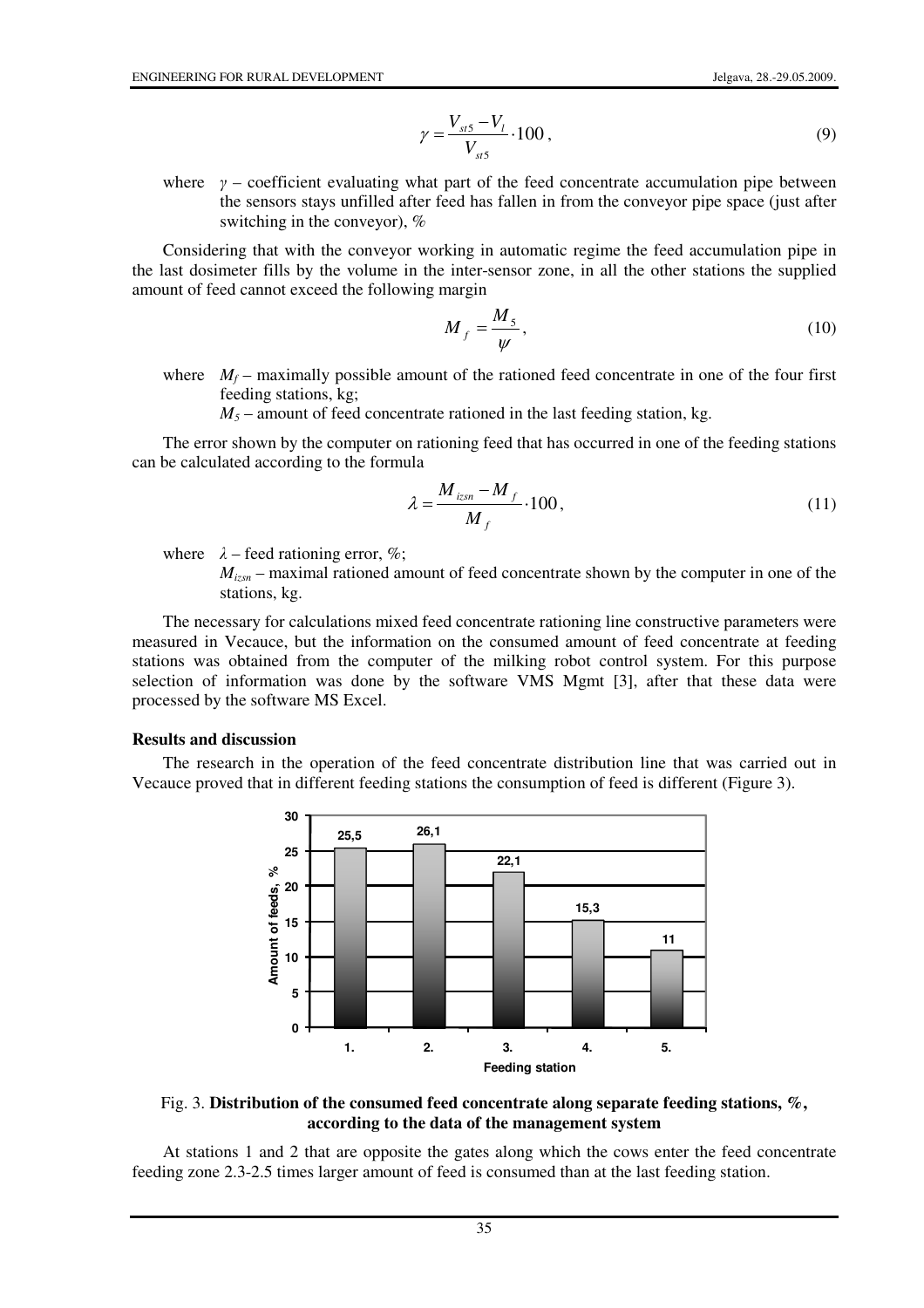$$\gamma = \frac{V_{st5} - V_l}{V_{st5}} \cdot 100\,, \tag{9}$$

where $\gamma$ – coefficient evaluating what part of the feed concentrate accumulation pipe between the sensors stays unfilled after feed has fallen in from the conveyor pipe space (just after switching in the conveyor), %

Considering that with the conveyor working in automatic regime the feed accumulation pipe in the last dosimeter fills by the volume in the inter-sensor zone, in all the other stations the supplied amount of feed cannot exceed the following margin

$$M_f = \frac{M_5}{\psi}\,, \tag{10}$$

where $M_f$ – maximally possible amount of the rationed feed concentrate in one of the four first feeding stations, kg;

$M_5$ – amount of feed concentrate rationed in the last feeding station, kg.

The error shown by the computer on rationing feed that has occurred in one of the feeding stations can be calculated according to the formula

$$\lambda = \frac{M_{izsn} - M_f}{M_f} \cdot 100\,, \tag{11}$$

where $\lambda$ – feed rationing error, %;

$M_{izsn}$ – maximal rationed amount of feed concentrate shown by the computer in one of the stations, kg.

The necessary for calculations mixed feed concentrate rationing line constructive parameters were measured in Vecauce, but the information on the consumed amount of feed concentrate at feeding stations was obtained from the computer of the milking robot control system. For this purpose selection of information was done by the software VMS Mgmt [3], after that these data were processed by the software MS Excel.

## Results and discussion

The research in the operation of the feed concentrate distribution line that was carried out in Vecauce proved that in different feeding stations the consumption of feed is different (Figure 3).

| Feeding station | 1. | 2. | 3. | 4. | 5. |
|---|---|---|---|---|---|
| Amount of feeds, % | 25,5 | 26,1 | 22,1 | 15,3 | 11 |

Fig. 3. **Distribution of the consumed feed concentrate along separate feeding stations, %, according to the data of the management system**

At stations 1 and 2 that are opposite the gates along which the cows enter the feed concentrate feeding zone 2.3-2.5 times larger amount of feed is consumed than at the last feeding station.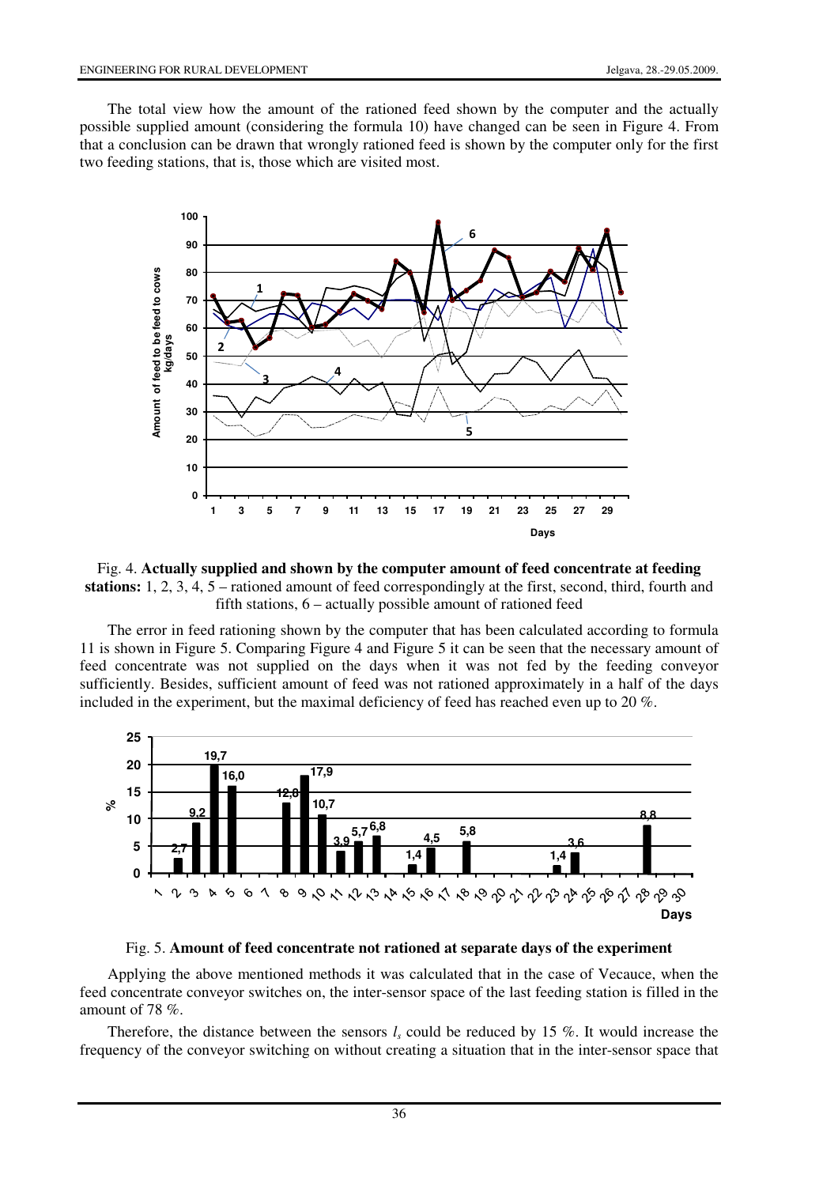The total view how the amount of the rationed feed shown by the computer and the actually possible supplied amount (considering the formula 10) have changed can be seen in Figure 4. From that a conclusion can be drawn that wrongly rationed feed is shown by the computer only for the first two feeding stations, that is, those which are visited most.

Fig. 4. **Actually supplied and shown by the computer amount of feed concentrate at feeding stations:** 1, 2, 3, 4, 5 – rationed amount of feed correspondingly at the first, second, third, fourth and fifth stations, 6 – actually possible amount of rationed feed

The error in feed rationing shown by the computer that has been calculated according to formula 11 is shown in Figure 5. Comparing Figure 4 and Figure 5 it can be seen that the necessary amount of feed concentrate was not supplied on the days when it was not fed by the feeding conveyor sufficiently. Besides, sufficient amount of feed was not rationed approximately in a half of the days included in the experiment, but the maximal deficiency of feed has reached even up to 20 %.

Fig. 5. **Amount of feed concentrate not rationed at separate days of the experiment**

Applying the above mentioned methods it was calculated that in the case of Vecauce, when the feed concentrate conveyor switches on, the inter-sensor space of the last feeding station is filled in the amount of 78 %.

Therefore, the distance between the sensors $l_s$ could be reduced by 15 %. It would increase the frequency of the conveyor switching on without creating a situation that in the inter-sensor space that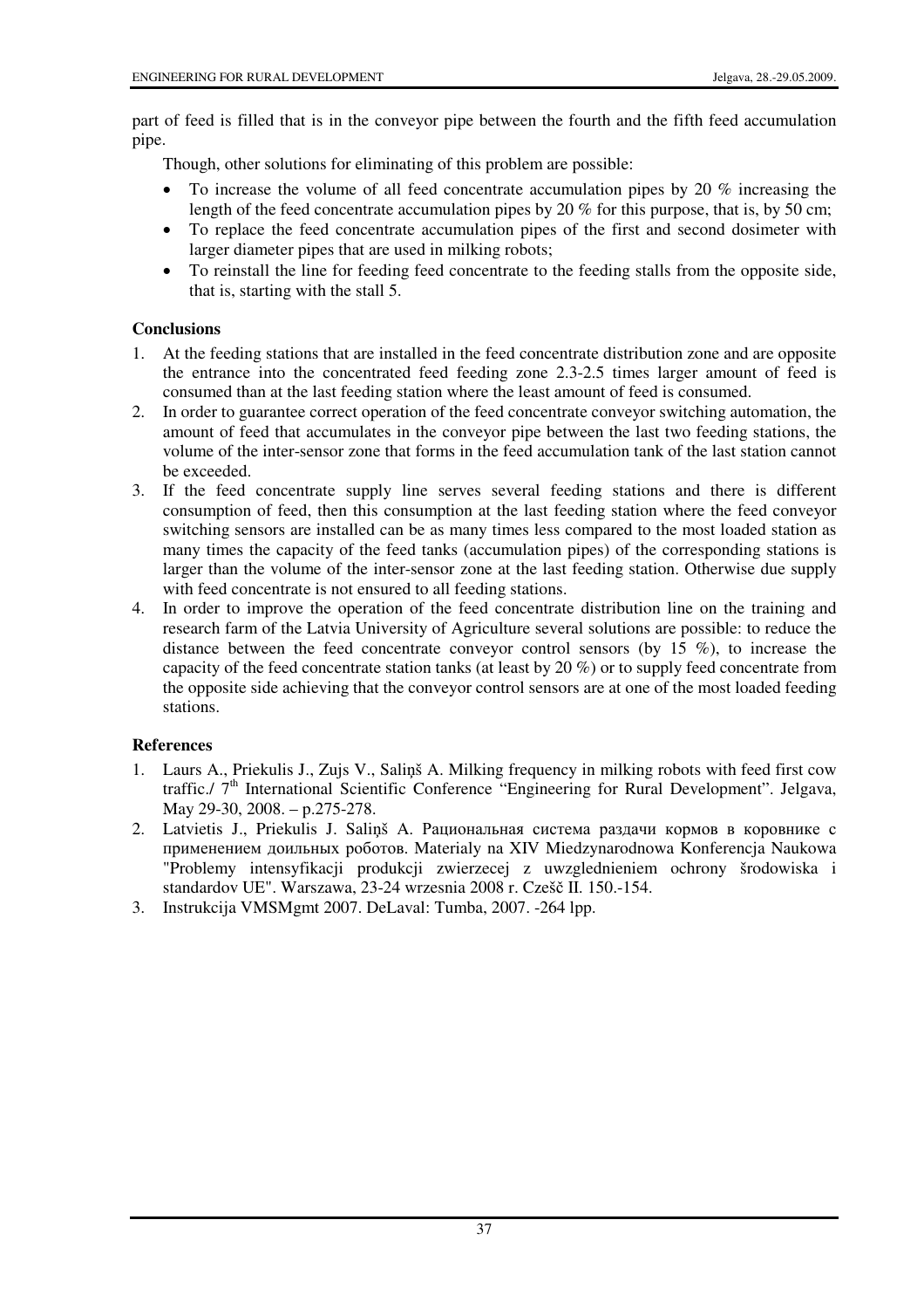part of feed is filled that is in the conveyor pipe between the fourth and the fifth feed accumulation pipe.

Though, other solutions for eliminating of this problem are possible:

- To increase the volume of all feed concentrate accumulation pipes by 20 % increasing the length of the feed concentrate accumulation pipes by 20 % for this purpose, that is, by 50 cm;
- To replace the feed concentrate accumulation pipes of the first and second dosimeter with larger diameter pipes that are used in milking robots;
- To reinstall the line for feeding feed concentrate to the feeding stalls from the opposite side, that is, starting with the stall 5.

## Conclusions

1. At the feeding stations that are installed in the feed concentrate distribution zone and are opposite the entrance into the concentrated feed feeding zone 2.3-2.5 times larger amount of feed is consumed than at the last feeding station where the least amount of feed is consumed.
2. In order to guarantee correct operation of the feed concentrate conveyor switching automation, the amount of feed that accumulates in the conveyor pipe between the last two feeding stations, the volume of the inter-sensor zone that forms in the feed accumulation tank of the last station cannot be exceeded.
3. If the feed concentrate supply line serves several feeding stations and there is different consumption of feed, then this consumption at the last feeding station where the feed conveyor switching sensors are installed can be as many times less compared to the most loaded station as many times the capacity of the feed tanks (accumulation pipes) of the corresponding stations is larger than the volume of the inter-sensor zone at the last feeding station. Otherwise due supply with feed concentrate is not ensured to all feeding stations.
4. In order to improve the operation of the feed concentrate distribution line on the training and research farm of the Latvia University of Agriculture several solutions are possible: to reduce the distance between the feed concentrate conveyor control sensors (by 15 %), to increase the capacity of the feed concentrate station tanks (at least by 20 %) or to supply feed concentrate from the opposite side achieving that the conveyor control sensors are at one of the most loaded feeding stations.

## References

1. Laurs A., Priekulis J., Zujs V., Saliņš A. Milking frequency in milking robots with feed first cow traffic./ 7th International Scientific Conference "Engineering for Rural Development". Jelgava, May 29-30, 2008. – p.275-278.
2. Latvietis J., Priekulis J. Saliņš A. Рациональная система раздачи кормов в коровнике с применением доильных роботов. Materialy na XIV Miedzynarodnowa Konferencja Naukowa "Problemy intensyfikacji produkcji zwierzecej z uwzglednieniem ochrony środowiska i standardov UE". Warszawa, 23-24 wrzesnia 2008 r. Czešč II. 150.-154.
3. Instrukcija VMSMgmt 2007. DeLaval: Tumba, 2007. -264 lpp.